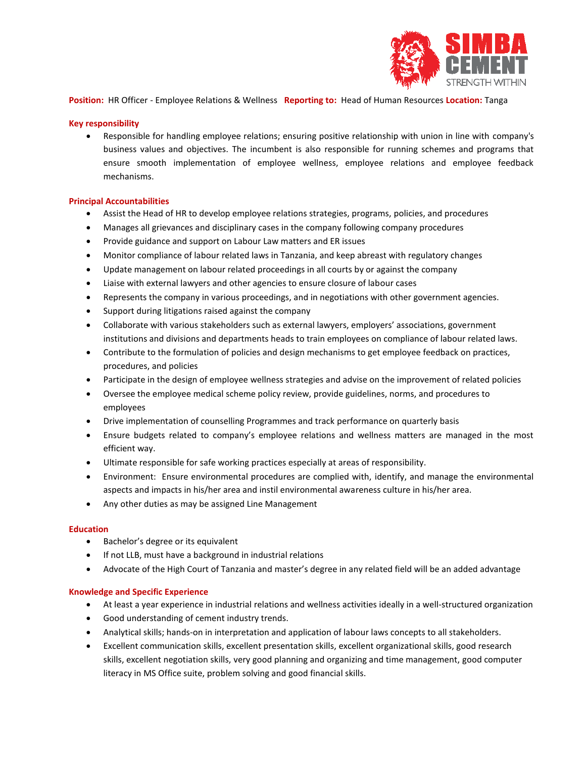**Position:** HR Officer - Employee Relations & Wellness **Reporting to:** Head of Human Resources **Location:** Tanga

## Key responsibility

- Responsible for handling employee relations; ensuring positive relationship with union in line with company's business values and objectives. The incumbent is also responsible for running schemes and programs that ensure smooth implementation of employee wellness, employee relations and employee feedback mechanisms.

## Principal Accountabilities

- Assist the Head of HR to develop employee relations strategies, programs, policies, and procedures
- Manages all grievances and disciplinary cases in the company following company procedures
- Provide guidance and support on Labour Law matters and ER issues
- Monitor compliance of labour related laws in Tanzania, and keep abreast with regulatory changes
- Update management on labour related proceedings in all courts by or against the company
- Liaise with external lawyers and other agencies to ensure closure of labour cases
- Represents the company in various proceedings, and in negotiations with other government agencies.
- Support during litigations raised against the company
- Collaborate with various stakeholders such as external lawyers, employers' associations, government institutions and divisions and departments heads to train employees on compliance of labour related laws.
- Contribute to the formulation of policies and design mechanisms to get employee feedback on practices, procedures, and policies
- Participate in the design of employee wellness strategies and advise on the improvement of related policies
- Oversee the employee medical scheme policy review, provide guidelines, norms, and procedures to employees
- Drive implementation of counselling Programmes and track performance on quarterly basis
- Ensure budgets related to company's employee relations and wellness matters are managed in the most efficient way.
- Ultimate responsible for safe working practices especially at areas of responsibility.
- Environment: Ensure environmental procedures are complied with, identify, and manage the environmental aspects and impacts in his/her area and instil environmental awareness culture in his/her area.
- Any other duties as may be assigned Line Management

## Education

- Bachelor's degree or its equivalent
- If not LLB, must have a background in industrial relations
- Advocate of the High Court of Tanzania and master's degree in any related field will be an added advantage

## Knowledge and Specific Experience

- At least a year experience in industrial relations and wellness activities ideally in a well-structured organization
- Good understanding of cement industry trends.
- Analytical skills; hands-on in interpretation and application of labour laws concepts to all stakeholders.
- Excellent communication skills, excellent presentation skills, excellent organizational skills, good research skills, excellent negotiation skills, very good planning and organizing and time management, good computer literacy in MS Office suite, problem solving and good financial skills.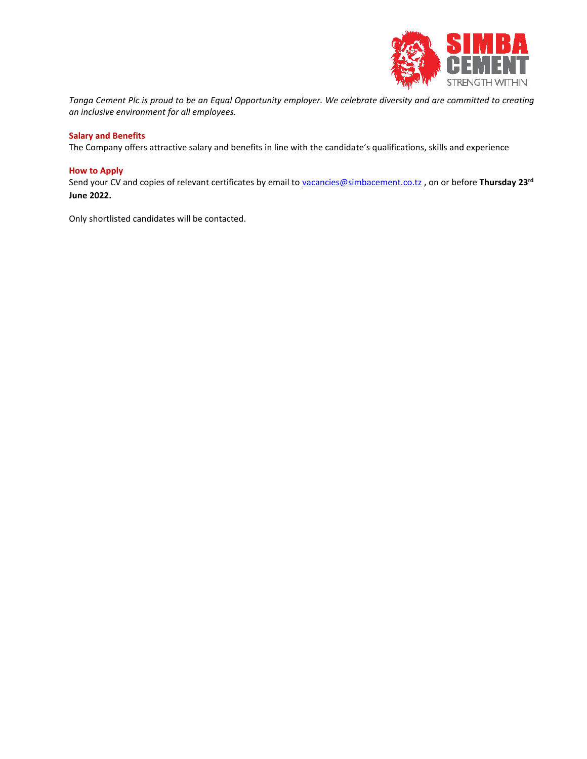*Tanga Cement Plc is proud to be an Equal Opportunity employer. We celebrate diversity and are committed to creating an inclusive environment for all employees.*

**Salary and Benefits**

The Company offers attractive salary and benefits in line with the candidate's qualifications, skills and experience

**How to Apply**

Send your CV and copies of relevant certificates by email to vacancies@simbacement.co.tz , on or before **Thursday 23rd June 2022.**

Only shortlisted candidates will be contacted.